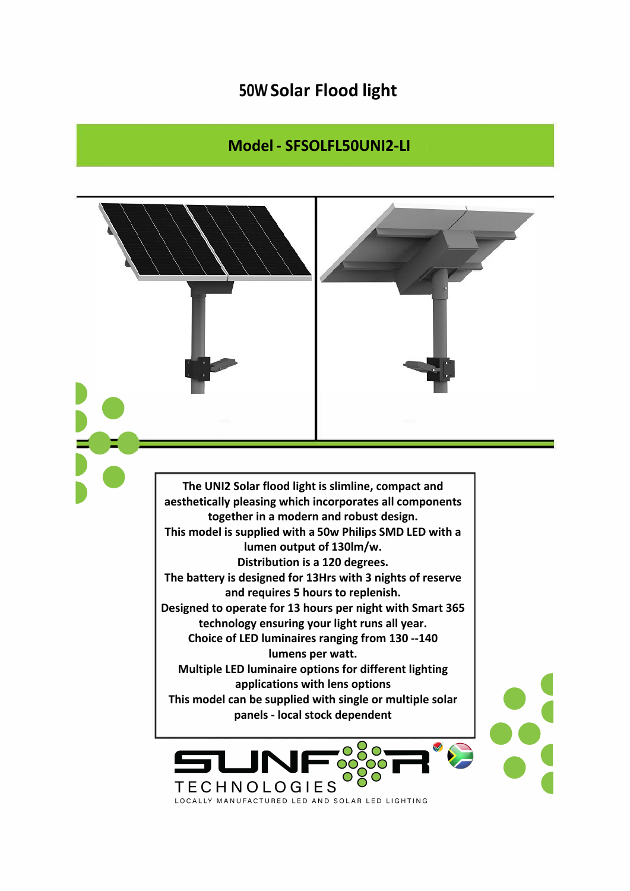# 50W Solar Flood light

## Model - SFSOLFL50UNI2-LI

**The UNI2 Solar flood light is slimline, compact and aesthetically pleasing which incorporates all components together in a modern and robust design.**
**This model is supplied with a 50w Philips SMD LED with a lumen output of 130lm/w.**
**Distribution is a 120 degrees.**
**The battery is designed for 13Hrs with 3 nights of reserve and requires 5 hours to replenish.**
**Designed to operate for 13 hours per night with Smart 365 technology ensuring your light runs all year.**
**Choice of LED luminaires ranging from 130 --140 lumens per watt.**
**Multiple LED luminaire options for different lighting applications with lens options**
**This model can be supplied with single or multiple solar panels - local stock dependent**

SUNFOR TECHNOLOGIES
LOCALLY MANUFACTURED LED AND SOLAR LED LIGHTING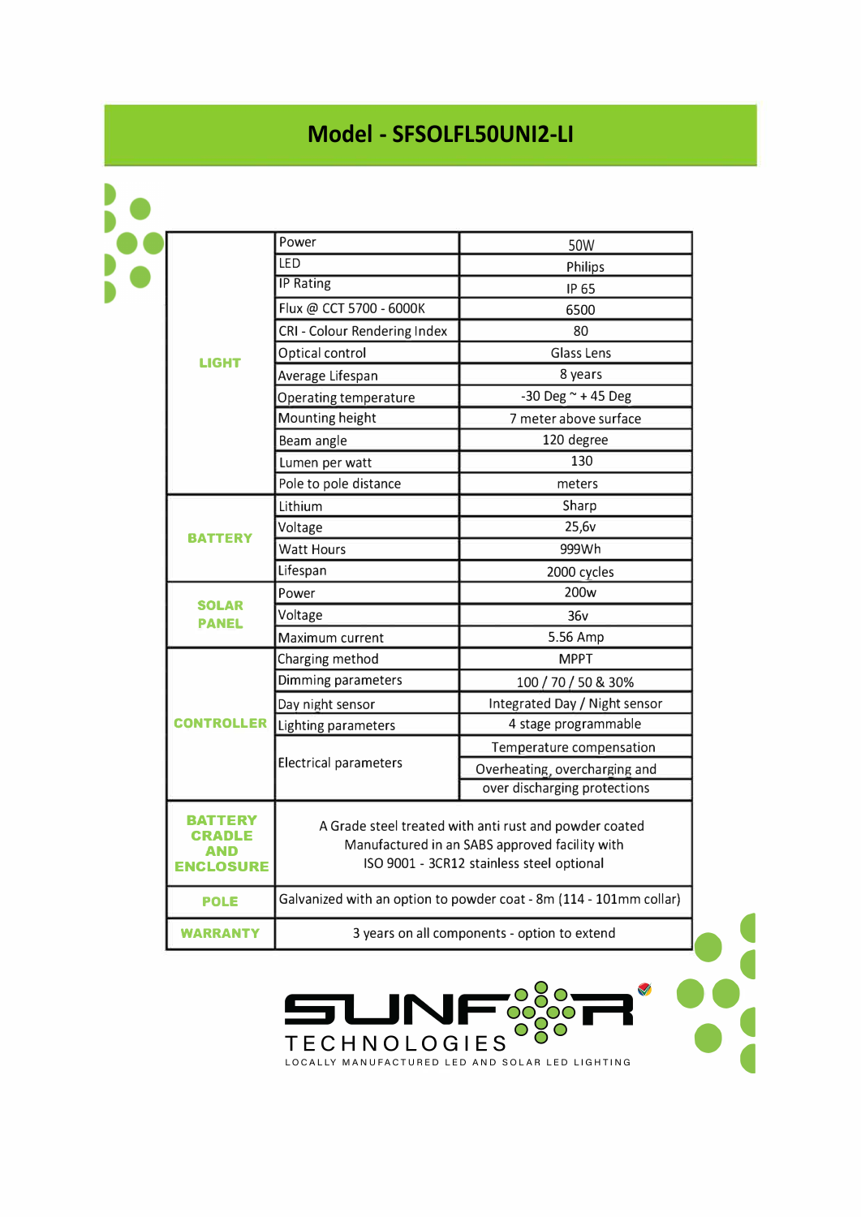# Model - SFSOLFL50UNI2-LI

| | | |
|---|---|---|
| **LIGHT** | Power | 50W |
| | LED | Philips |
| | IP Rating | IP 65 |
| | Flux @ CCT 5700 - 6000K | 6500 |
| | CRI - Colour Rendering Index | 80 |
| | Optical control | Glass Lens |
| | Average Lifespan | 8 years |
| | Operating temperature | -30 Deg ~ + 45 Deg |
| | Mounting height | 7 meter above surface |
| | Beam angle | 120 degree |
| | Lumen per watt | 130 |
| | Pole to pole distance | meters |
| **BATTERY** | Lithium | Sharp |
| | Voltage | 25,6v |
| | Watt Hours | 999Wh |
| | Lifespan | 2000 cycles |
| **SOLAR PANEL** | Power | 200w |
| | Voltage | 36v |
| | Maximum current | 5.56 Amp |
| **CONTROLLER** | Charging method | MPPT |
| | Dimming parameters | 100 / 70 / 50 & 30% |
| | Day night sensor | Integrated Day / Night sensor |
| | Lighting parameters | 4 stage programmable |
| | Electrical parameters | Temperature compensation |
| | | Overheating, overcharging and over discharging protections |
| **BATTERY CRADLE AND ENCLOSURE** | A Grade steel treated with anti rust and powder coated Manufactured in an SABS approved facility with ISO 9001 - 3CR12 stainless steel optional | |
| **POLE** | Galvanized with an option to powder coat - 8m (114 - 101mm collar) | |
| **WARRANTY** | 3 years on all components - option to extend | |

SUNFOR TECHNOLOGIES

LOCALLY MANUFACTURED LED AND SOLAR LED LIGHTING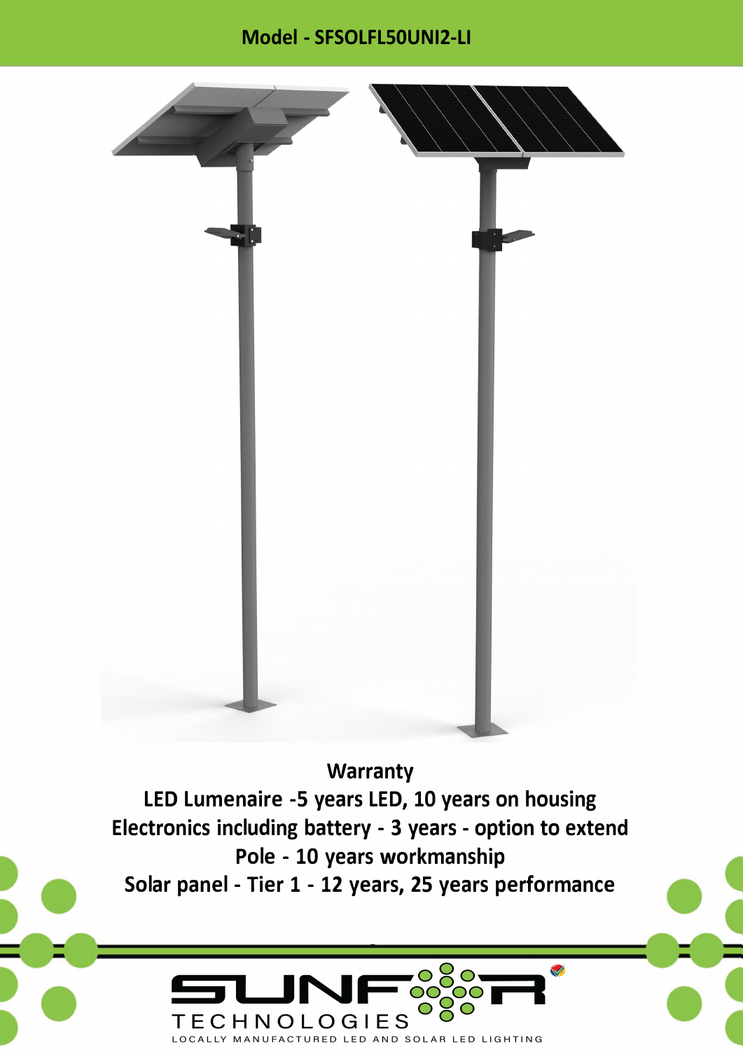## Model - SFSOLFL50UNI2-LI

**Warranty**

**LED Lumenaire -5 years LED, 10 years on housing**

**Electronics including battery - 3 years - option to extend**

**Pole - 10 years workmanship**

**Solar panel - Tier 1 - 12 years, 25 years performance**

SUNFOR TECHNOLOGIES

LOCALLY MANUFACTURED LED AND SOLAR LED LIGHTING